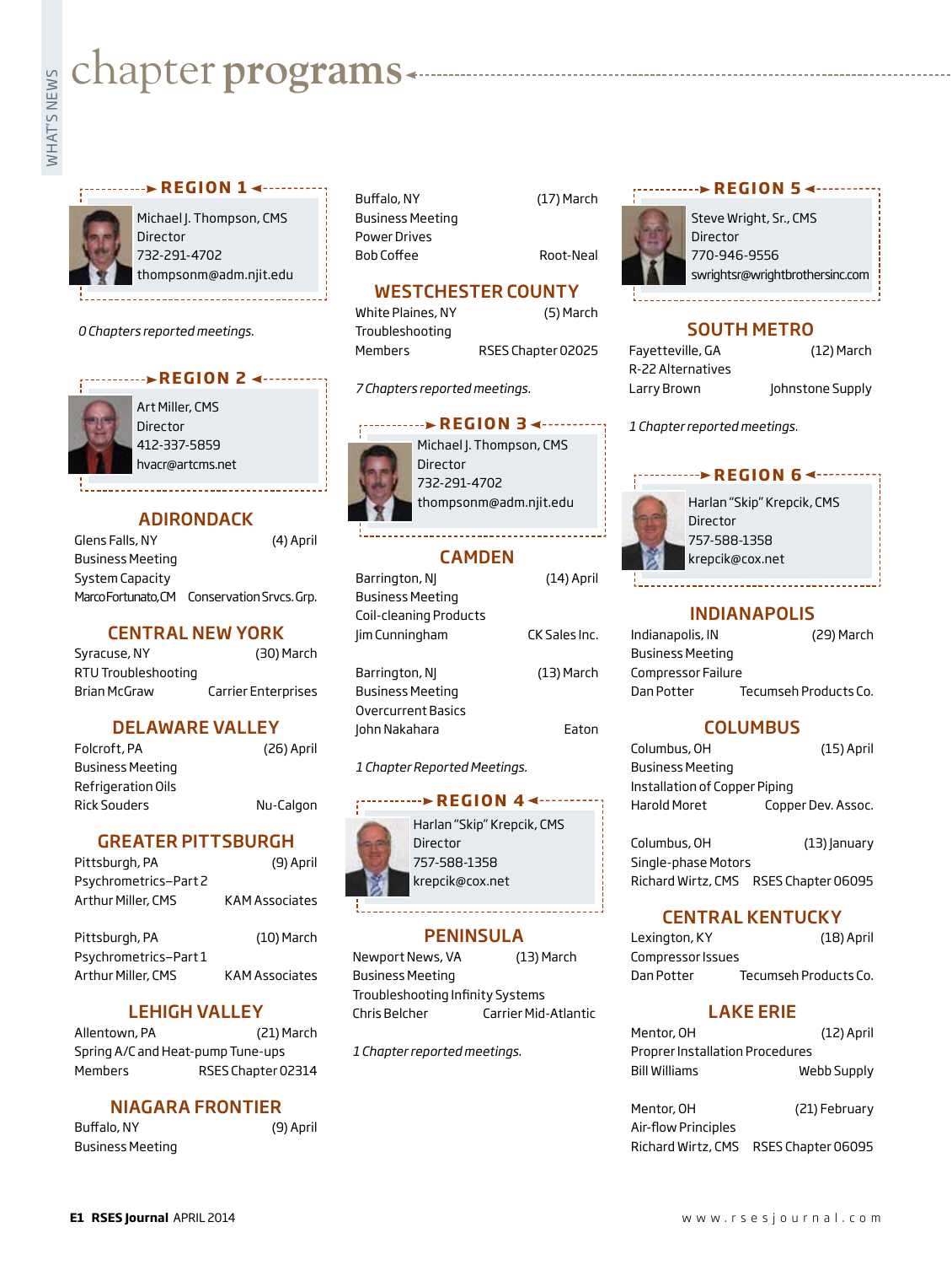# chapter programs

## REGION 1

Michael J. Thompson, CMS
Director
732-291-4702
thompsonm@adm.njit.edu

*0 Chapters reported meetings.*

## REGION 2

Art Miller, CMS
Director
412-337-5859
hvacr@artcms.net

### ADIRONDACK

Glens Falls, NY (4) April
Business Meeting
System Capacity
Marco Fortunato, CM — Conservation Srvcs. Grp.

### CENTRAL NEW YORK

Syracuse, NY (30) March
RTU Troubleshooting
Brian McGraw — Carrier Enterprises

### DELAWARE VALLEY

Folcroft, PA (26) April
Business Meeting
Refrigeration Oils
Rick Souders — Nu-Calgon

### GREATER PITTSBURGH

Pittsburgh, PA (9) April
Psychrometrics–Part 2
Arthur Miller, CMS — KAM Associates

Pittsburgh, PA (10) March
Psychrometrics–Part 1
Arthur Miller, CMS — KAM Associates

### LEHIGH VALLEY

Allentown, PA (21) March
Spring A/C and Heat-pump Tune-ups
Members — RSES Chapter 02314

### NIAGARA FRONTIER

Buffalo, NY (9) April
Business Meeting

Buffalo, NY (17) March
Business Meeting
Power Drives
Bob Coffee — Root-Neal

### WESTCHESTER COUNTY

White Plains, NY (5) March
Troubleshooting
Members — RSES Chapter 02025

*7 Chapters reported meetings.*

## REGION 3

Michael J. Thompson, CMS
Director
732-291-4702
thompsonm@adm.njit.edu

### CAMDEN

Barrington, NJ (14) April
Business Meeting
Coil-cleaning Products
Jim Cunningham — CK Sales Inc.

Barrington, NJ (13) March
Business Meeting
Overcurrent Basics
John Nakahara — Eaton

*1 Chapter Reported Meetings.*

## REGION 4

Harlan "Skip" Krepcik, CMS
Director
757-588-1358
krepcik@cox.net

### PENINSULA

Newport News, VA (13) March
Business Meeting
Troubleshooting Infinity Systems
Chris Belcher — Carrier Mid-Atlantic

*1 Chapter reported meetings.*

## REGION 5

Steve Wright, Sr., CMS
Director
770-946-9556
swrightsr@wrightbrothersinc.com

### SOUTH METRO

Fayetteville, GA (12) March
R-22 Alternatives
Larry Brown — Johnstone Supply

*1 Chapter reported meetings.*

## REGION 6

Harlan "Skip" Krepcik, CMS
Director
757-588-1358
krepcik@cox.net

### INDIANAPOLIS

Indianapolis, IN (29) March
Business Meeting
Compressor Failure
Dan Potter — Tecumseh Products Co.

### COLUMBUS

Columbus, OH (15) April
Business Meeting
Installation of Copper Piping
Harold Moret — Copper Dev. Assoc.

Columbus, OH (13) January
Single-phase Motors
Richard Wirtz, CMS — RSES Chapter 06095

### CENTRAL KENTUCKY

Lexington, KY (18) April
Compressor Issues
Dan Potter — Tecumseh Products Co.

### LAKE ERIE

Mentor, OH (12) April
Proprer Installation Procedures
Bill Williams — Webb Supply

Mentor, OH (21) February
Air-flow Principles
Richard Wirtz, CMS — RSES Chapter 06095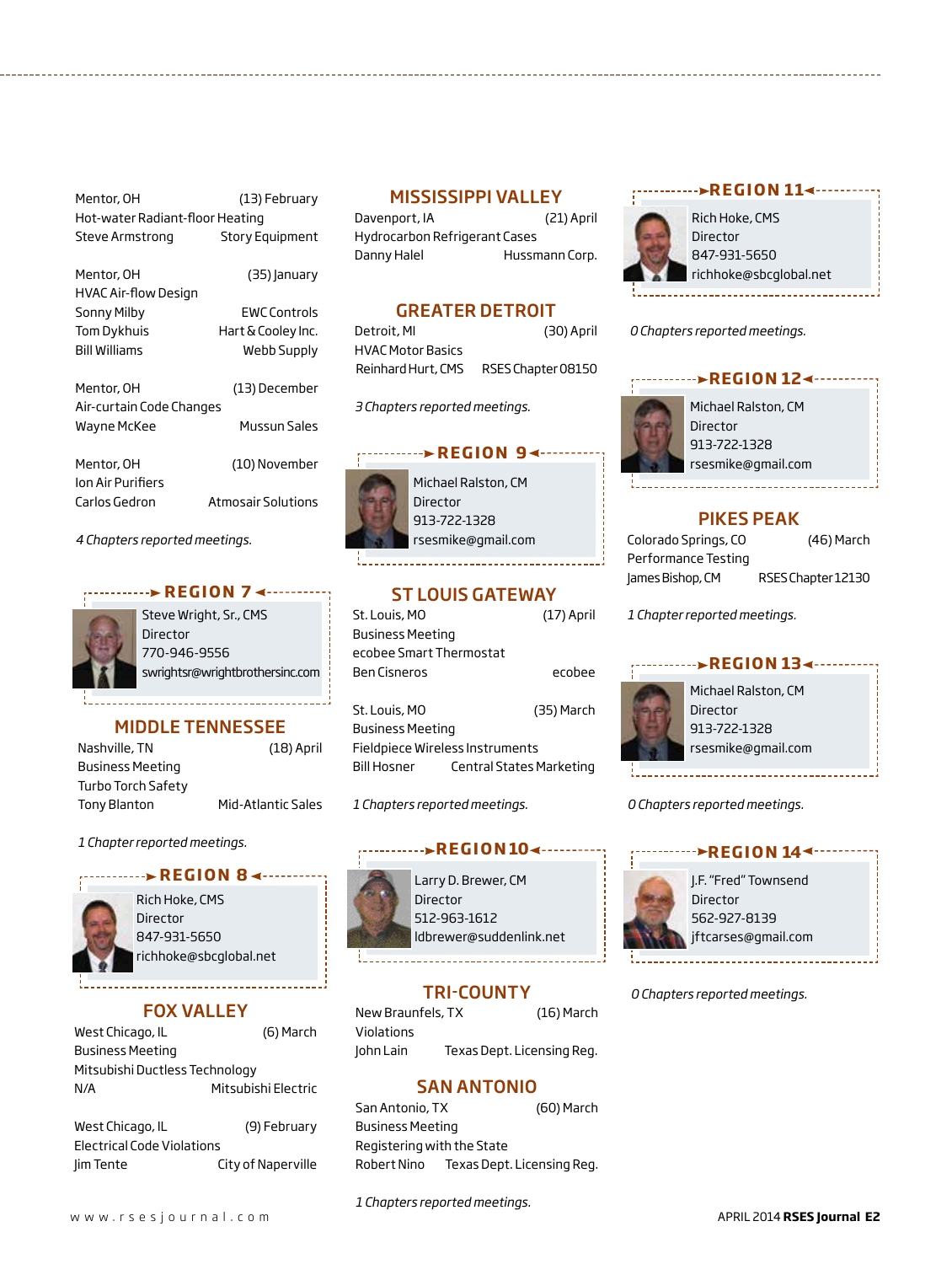Mentor, OH (13) February
Hot-water Radiant-floor Heating
Steve Armstrong — Story Equipment

Mentor, OH (35) January
HVAC Air-flow Design
Sonny Milby — EWC Controls
Tom Dykhuis — Hart & Cooley Inc.
Bill Williams — Webb Supply

Mentor, OH (13) December
Air-curtain Code Changes
Wayne McKee — Mussun Sales

Mentor, OH (10) November
Ion Air Purifiers
Carlos Gedron — Atmosair Solutions

*4 Chapters reported meetings.*

## REGION 7

Steve Wright, Sr., CMS
Director
770-946-9556
swrightsr@wrightbrothersinc.com

### MIDDLE TENNESSEE

Nashville, TN (18) April
Business Meeting
Turbo Torch Safety
Tony Blanton — Mid-Atlantic Sales

*1 Chapter reported meetings.*

## REGION 8

Rich Hoke, CMS
Director
847-931-5650
richhoke@sbcglobal.net

### FOX VALLEY

West Chicago, IL (6) March
Business Meeting
Mitsubishi Ductless Technology
N/A — Mitsubishi Electric

West Chicago, IL (9) February
Electrical Code Violations
Jim Tente — City of Naperville

### MISSISSIPPI VALLEY

Davenport, IA (21) April
Hydrocarbon Refrigerant Cases
Danny Halel — Hussmann Corp.

### GREATER DETROIT

Detroit, MI (30) April
HVAC Motor Basics
Reinhard Hurt, CMS — RSES Chapter 08150

*3 Chapters reported meetings.*

## REGION 9

Michael Ralston, CM
Director
913-722-1328
rsesmike@gmail.com

### ST LOUIS GATEWAY

St. Louis, MO (17) April
Business Meeting
ecobee Smart Thermostat
Ben Cisneros — ecobee

St. Louis, MO (35) March
Business Meeting
Fieldpiece Wireless Instruments
Bill Hosner — Central States Marketing

*1 Chapters reported meetings.*

## REGION 10

Larry D. Brewer, CM
Director
512-963-1612
ldbrewer@suddenlink.net

### TRI-COUNTY

New Braunfels, TX (16) March
Violations
John Lain — Texas Dept. Licensing Reg.

### SAN ANTONIO

San Antonio, TX (60) March
Business Meeting
Registering with the State
Robert Nino — Texas Dept. Licensing Reg.

*1 Chapters reported meetings.*

## REGION 11

Rich Hoke, CMS
Director
847-931-5650
richhoke@sbcglobal.net

*0 Chapters reported meetings.*

## REGION 12

Michael Ralston, CM
Director
913-722-1328
rsesmike@gmail.com

### PIKES PEAK

Colorado Springs, CO (46) March
Performance Testing
James Bishop, CM — RSES Chapter 12130

*1 Chapter reported meetings.*

## REGION 13

Michael Ralston, CM
Director
913-722-1328
rsesmike@gmail.com

*0 Chapters reported meetings.*

## REGION 14

J.F. "Fred" Townsend
Director
562-927-8139
jftcarses@gmail.com

*0 Chapters reported meetings.*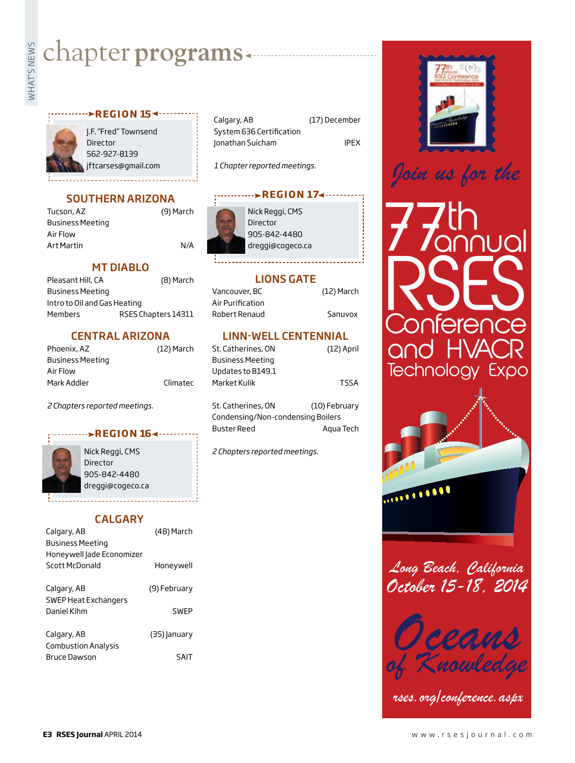# chapter programs

### REGION 15

J.F. "Fred" Townsend
Director
562-927-8139
jftcarses@gmail.com

#### SOUTHERN ARIZONA

Tucson, AZ (9) March
Business Meeting
Air Flow
Art Martin N/A

#### MT DIABLO

Pleasant Hill, CA (8) March
Business Meeting
Intro to Oil and Gas Heating
Members RSES Chapters 14311

#### CENTRAL ARIZONA

Phoenix, AZ (12) March
Business Meeting
Air Flow
Mark Addler Climatec

*2 Chapters reported meetings.*

### REGION 16

Nick Reggi, CMS
Director
905-842-4480
dreggi@cogeco.ca

#### CALGARY

Calgary, AB (48) March
Business Meeting
Honeywell Jade Economizer
Scott McDonald Honeywell

Calgary, AB (9) February
SWEP Heat Exchangers
Daniel Kihm SWEP

Calgary, AB (35) January
Combustion Analysis
Bruce Dawson SAIT

Calgary, AB (17) December
System 636 Certification
Jonathan Suicham IPEX

*1 Chapter reported meetings.*

### REGION 17

Nick Reggi, CMS
Director
905-842-4480
dreggi@cogeco.ca

#### LIONS GATE

Vancouver, BC (12) March
Air Purification
Robert Renaud Sanuvox

#### LINN-WELL CENTENNIAL

St. Catherines, ON (12) April
Business Meeting
Updates to B149.1
Market Kulik TSSA

St. Catherines, ON (10) February
Condensing/Non-condensing Boilers
Buster Reed Aqua Tech

*2 Chapters reported meetings.*

Join us for the
77th annual RSES Conference and HVACR Technology Expo

Long Beach, California
October 15-18, 2014

Oceans of Knowledge

rses.org/conference.aspx